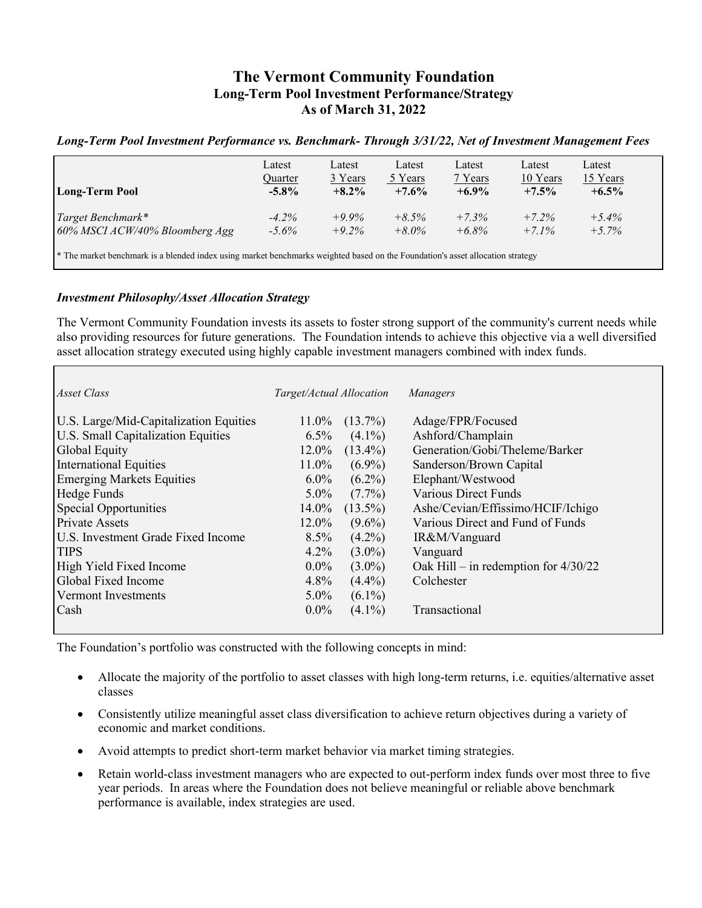# The Vermont Community Foundation

## Long-Term Pool Investment Performance/Strategy

## As of March 31, 2022

***Long-Term Pool Investment Performance vs. Benchmark- Through 3/31/22, Net of Investment Management Fees***

| Long-Term Pool | Latest Quarter | Latest 3 Years | Latest 5 Years | Latest 7 Years | Latest 10 Years | Latest 15 Years |
|---|---|---|---|---|---|---|
| **Long-Term Pool** | **-5.8%** | **+8.2%** | **+7.6%** | **+6.9%** | **+7.5%** | **+6.5%** |
| *Target Benchmark** | *-4.2%* | *+9.9%* | *+8.5%* | *+7.3%* | *+7.2%* | *+5.4%* |
| *60% MSCI ACW/40% Bloomberg Agg* | *-5.6%* | *+9.2%* | *+8.0%* | *+6.8%* | *+7.1%* | *+5.7%* |

* The market benchmark is a blended index using market benchmarks weighted based on the Foundation's asset allocation strategy

### *Investment Philosophy/Asset Allocation Strategy*

The Vermont Community Foundation invests its assets to foster strong support of the community's current needs while also providing resources for future generations. The Foundation intends to achieve this objective via a well diversified asset allocation strategy executed using highly capable investment managers combined with index funds.

| *Asset Class* | *Target/Actual Allocation* | | *Managers* |
|---|---|---|---|
| U.S. Large/Mid-Capitalization Equities | 11.0% | (13.7%) | Adage/FPR/Focused |
| U.S. Small Capitalization Equities | 6.5% | (4.1%) | Ashford/Champlain |
| Global Equity | 12.0% | (13.4%) | Generation/Gobi/Theleme/Barker |
| International Equities | 11.0% | (6.9%) | Sanderson/Brown Capital |
| Emerging Markets Equities | 6.0% | (6.2%) | Elephant/Westwood |
| Hedge Funds | 5.0% | (7.7%) | Various Direct Funds |
| Special Opportunities | 14.0% | (13.5%) | Ashe/Cevian/Effissimo/HCIF/Ichigo |
| Private Assets | 12.0% | (9.6%) | Various Direct and Fund of Funds |
| U.S. Investment Grade Fixed Income | 8.5% | (4.2%) | IR&M/Vanguard |
| TIPS | 4.2% | (3.0%) | Vanguard |
| High Yield Fixed Income | 0.0% | (3.0%) | Oak Hill – in redemption for 4/30/22 |
| Global Fixed Income | 4.8% | (4.4%) | Colchester |
| Vermont Investments | 5.0% | (6.1%) | |
| Cash | 0.0% | (4.1%) | Transactional |

The Foundation's portfolio was constructed with the following concepts in mind:

- Allocate the majority of the portfolio to asset classes with high long-term returns, i.e. equities/alternative asset classes
- Consistently utilize meaningful asset class diversification to achieve return objectives during a variety of economic and market conditions.
- Avoid attempts to predict short-term market behavior via market timing strategies.
- Retain world-class investment managers who are expected to out-perform index funds over most three to five year periods. In areas where the Foundation does not believe meaningful or reliable above benchmark performance is available, index strategies are used.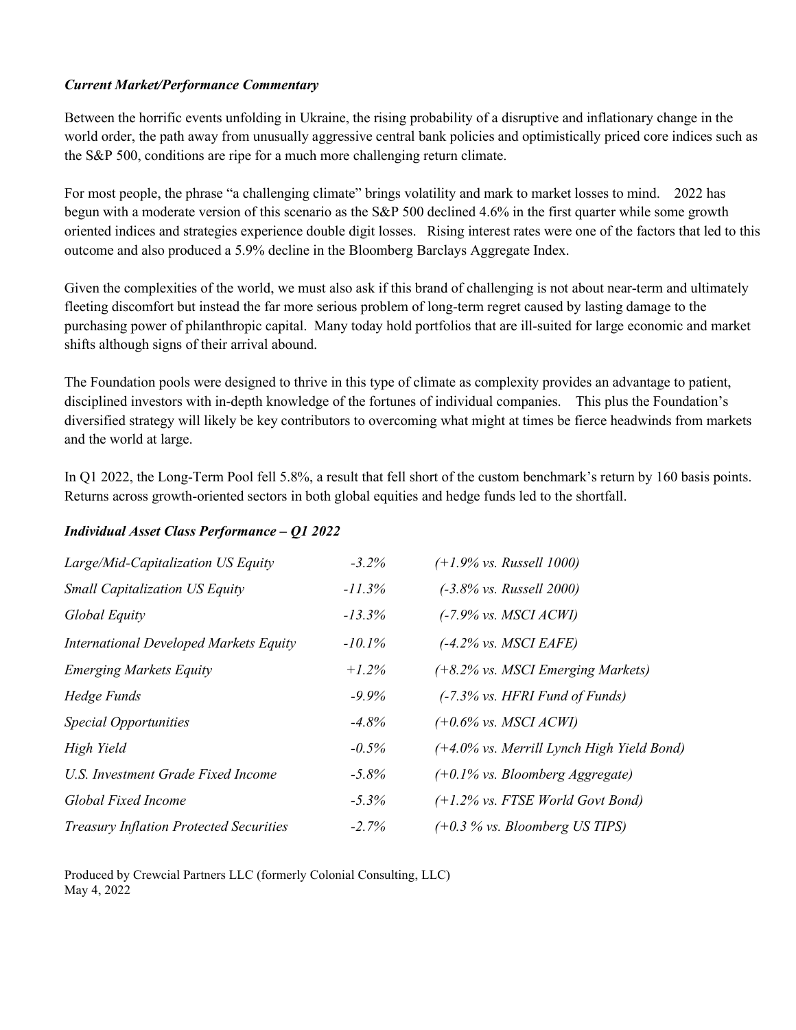***Current Market/Performance Commentary***

Between the horrific events unfolding in Ukraine, the rising probability of a disruptive and inflationary change in the world order, the path away from unusually aggressive central bank policies and optimistically priced core indices such as the S&P 500, conditions are ripe for a much more challenging return climate.

For most people, the phrase "a challenging climate" brings volatility and mark to market losses to mind. 2022 has begun with a moderate version of this scenario as the S&P 500 declined 4.6% in the first quarter while some growth oriented indices and strategies experience double digit losses. Rising interest rates were one of the factors that led to this outcome and also produced a 5.9% decline in the Bloomberg Barclays Aggregate Index.

Given the complexities of the world, we must also ask if this brand of challenging is not about near-term and ultimately fleeting discomfort but instead the far more serious problem of long-term regret caused by lasting damage to the purchasing power of philanthropic capital. Many today hold portfolios that are ill-suited for large economic and market shifts although signs of their arrival abound.

The Foundation pools were designed to thrive in this type of climate as complexity provides an advantage to patient, disciplined investors with in-depth knowledge of the fortunes of individual companies. This plus the Foundation's diversified strategy will likely be key contributors to overcoming what might at times be fierce headwinds from markets and the world at large.

In Q1 2022, the Long-Term Pool fell 5.8%, a result that fell short of the custom benchmark's return by 160 basis points. Returns across growth-oriented sectors in both global equities and hedge funds led to the shortfall.

***Individual Asset Class Performance – Q1 2022***

| | | |
|---|---|---|
| *Large/Mid-Capitalization US Equity* | *-3.2%* | *(+1.9% vs. Russell 1000)* |
| *Small Capitalization US Equity* | *-11.3%* | *(-3.8% vs. Russell 2000)* |
| *Global Equity* | *-13.3%* | *(-7.9% vs. MSCI ACWI)* |
| *International Developed Markets Equity* | *-10.1%* | *(-4.2% vs. MSCI EAFE)* |
| *Emerging Markets Equity* | *+1.2%* | *(+8.2% vs. MSCI Emerging Markets)* |
| *Hedge Funds* | *-9.9%* | *(-7.3% vs. HFRI Fund of Funds)* |
| *Special Opportunities* | *-4.8%* | *(+0.6% vs. MSCI ACWI)* |
| *High Yield* | *-0.5%* | *(+4.0% vs. Merrill Lynch High Yield Bond)* |
| *U.S. Investment Grade Fixed Income* | *-5.8%* | *(+0.1% vs. Bloomberg Aggregate)* |
| *Global Fixed Income* | *-5.3%* | *(+1.2% vs. FTSE World Govt Bond)* |
| *Treasury Inflation Protected Securities* | *-2.7%* | *(+0.3 % vs. Bloomberg US TIPS)* |

Produced by Crewcial Partners LLC (formerly Colonial Consulting, LLC)
May 4, 2022